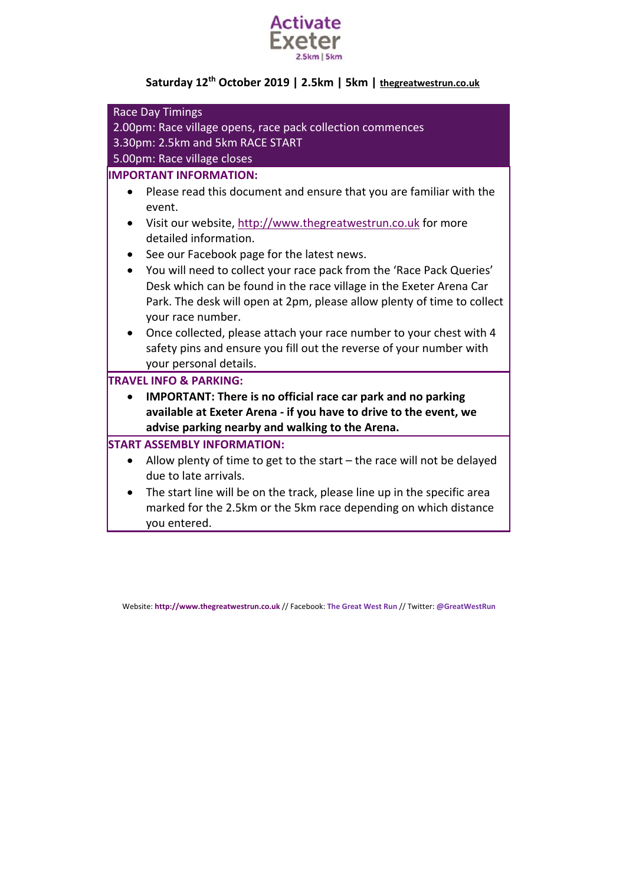# Activate Exeter

2.5km | 5km

**Saturday 12th October 2019 | 2.5km | 5km | thegreatwestrun.co.uk**

**Race Day Timings**

2.00pm: Race village opens, race pack collection commences

3.30pm: 2.5km and 5km RACE START

5.00pm: Race village closes

## IMPORTANT INFORMATION:

- Please read this document and ensure that you are familiar with the event.
- Visit our website, http://www.thegreatwestrun.co.uk for more detailed information.
- See our Facebook page for the latest news.
- You will need to collect your race pack from the 'Race Pack Queries' Desk which can be found in the race village in the Exeter Arena Car Park. The desk will open at 2pm, please allow plenty of time to collect your race number.
- Once collected, please attach your race number to your chest with 4 safety pins and ensure you fill out the reverse of your number with your personal details.

## TRAVEL INFO & PARKING:

- **IMPORTANT: There is no official race car park and no parking available at Exeter Arena - if you have to drive to the event, we advise parking nearby and walking to the Arena.**

## START ASSEMBLY INFORMATION:

- Allow plenty of time to get to the start – the race will not be delayed due to late arrivals.
- The start line will be on the track, please line up in the specific area marked for the 2.5km or the 5km race depending on which distance you entered.

Website: **http://www.thegreatwestrun.co.uk** // Facebook: **The Great West Run** // Twitter: **@GreatWestRun**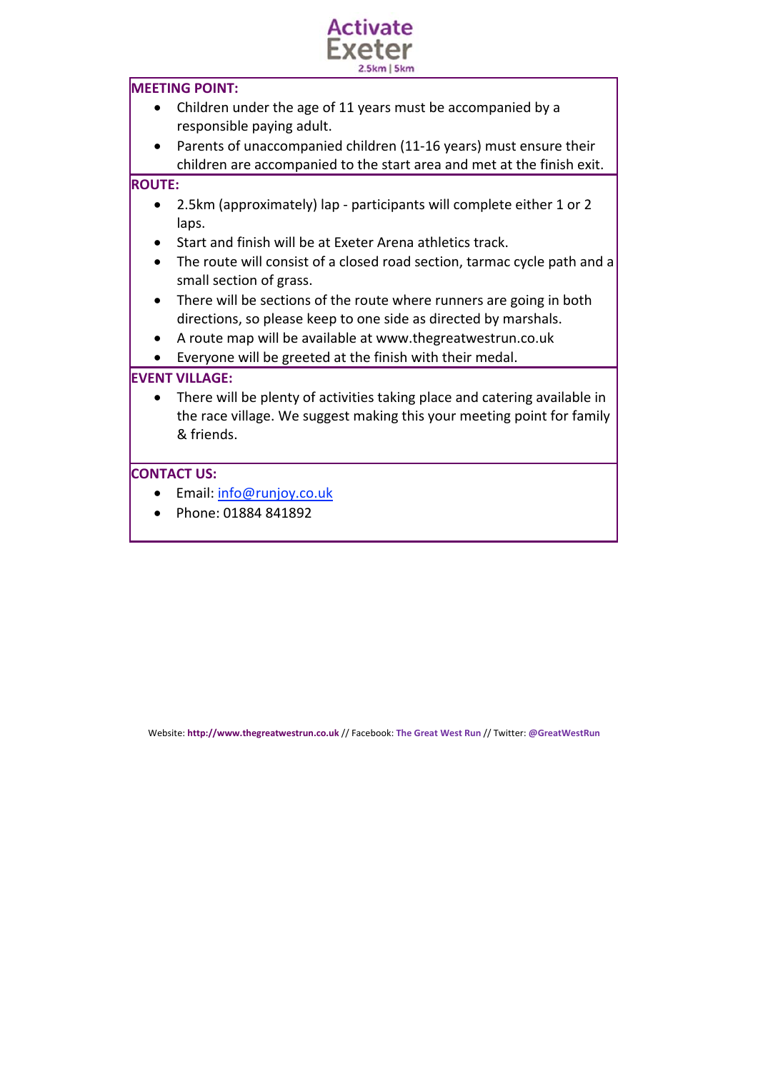Activate Exeter
2.5km | 5km

**MEETING POINT:**

- Children under the age of 11 years must be accompanied by a responsible paying adult.
- Parents of unaccompanied children (11-16 years) must ensure their children are accompanied to the start area and met at the finish exit.

**ROUTE:**

- 2.5km (approximately) lap - participants will complete either 1 or 2 laps.
- Start and finish will be at Exeter Arena athletics track.
- The route will consist of a closed road section, tarmac cycle path and a small section of grass.
- There will be sections of the route where runners are going in both directions, so please keep to one side as directed by marshals.
- A route map will be available at www.thegreatwestrun.co.uk
- Everyone will be greeted at the finish with their medal.

**EVENT VILLAGE:**

- There will be plenty of activities taking place and catering available in the race village. We suggest making this your meeting point for family & friends.

**CONTACT US:**

- Email: info@runjoy.co.uk
- Phone: 01884 841892

Website: **http://www.thegreatwestrun.co.uk** // Facebook: **The Great West Run** // Twitter: **@GreatWestRun**